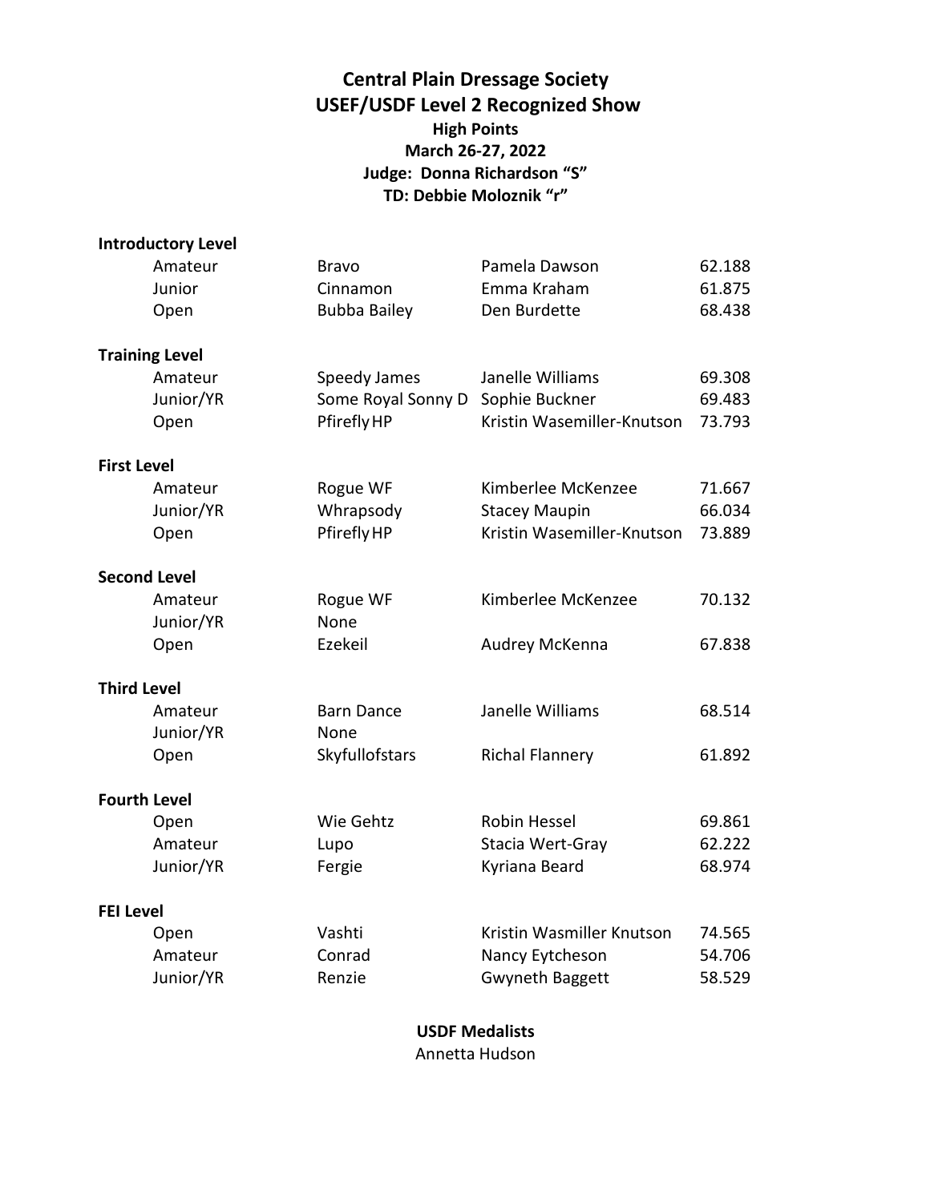# Central Plain Dressage Society

## USEF/USDF Level 2 Recognized Show

### High Points

**March 26-27, 2022**

**Judge: Donna Richardson "S"**

**TD: Debbie Moloznik "r"**

| Level | Division | Horse | Rider | Score |
|---|---|---|---|---|
| **Introductory Level** | | | | |
| | Amateur | Bravo | Pamela Dawson | 62.188 |
| | Junior | Cinnamon | Emma Kraham | 61.875 |
| | Open | Bubba Bailey | Den Burdette | 68.438 |
| **Training Level** | | | | |
| | Amateur | Speedy James | Janelle Williams | 69.308 |
| | Junior/YR | Some Royal Sonny D | Sophie Buckner | 69.483 |
| | Open | Pfirefly HP | Kristin Wasemiller-Knutson | 73.793 |
| **First Level** | | | | |
| | Amateur | Rogue WF | Kimberlee McKenzee | 71.667 |
| | Junior/YR | Whrapsody | Stacey Maupin | 66.034 |
| | Open | Pfirefly HP | Kristin Wasemiller-Knutson | 73.889 |
| **Second Level** | | | | |
| | Amateur | Rogue WF | Kimberlee McKenzee | 70.132 |
| | Junior/YR | None | | |
| | Open | Ezekeil | Audrey McKenna | 67.838 |
| **Third Level** | | | | |
| | Amateur | Barn Dance | Janelle Williams | 68.514 |
| | Junior/YR | None | | |
| | Open | Skyfullofstars | Richal Flannery | 61.892 |
| **Fourth Level** | | | | |
| | Open | Wie Gehtz | Robin Hessel | 69.861 |
| | Amateur | Lupo | Stacia Wert-Gray | 62.222 |
| | Junior/YR | Fergie | Kyriana Beard | 68.974 |
| **FEI Level** | | | | |
| | Open | Vashti | Kristin Wasmiller Knutson | 74.565 |
| | Amateur | Conrad | Nancy Eytcheson | 54.706 |
| | Junior/YR | Renzie | Gwyneth Baggett | 58.529 |

**USDF Medalists**

Annetta Hudson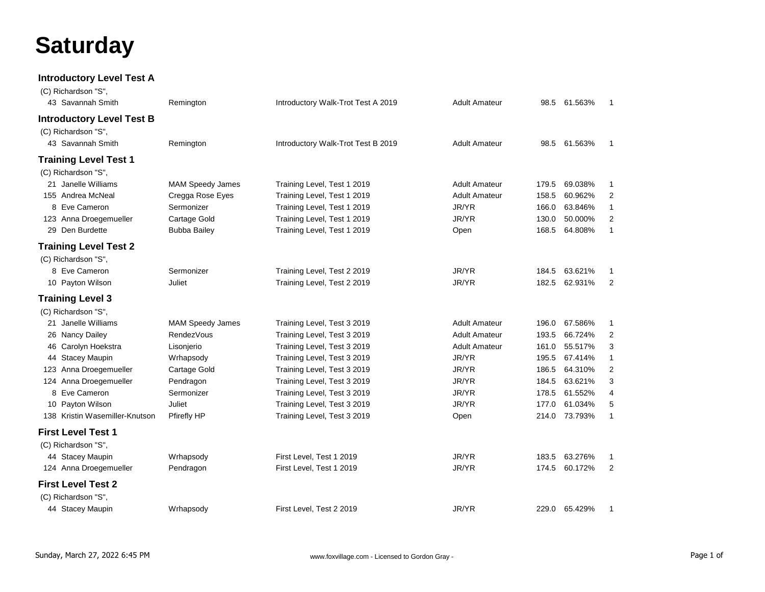# Saturday

### Introductory Level Test A

(C) Richardson "S",

| No. | Rider | Horse | Test | Division | Score | Percent | Place |
|---|---|---|---|---|---|---|---|
| 43 | Savannah Smith | Remington | Introductory Walk-Trot Test A 2019 | Adult Amateur | 98.5 | 61.563% | 1 |

### Introductory Level Test B

(C) Richardson "S",

| No. | Rider | Horse | Test | Division | Score | Percent | Place |
|---|---|---|---|---|---|---|---|
| 43 | Savannah Smith | Remington | Introductory Walk-Trot Test B 2019 | Adult Amateur | 98.5 | 61.563% | 1 |

### Training Level Test 1

(C) Richardson "S",

| No. | Rider | Horse | Test | Division | Score | Percent | Place |
|---|---|---|---|---|---|---|---|
| 21 | Janelle Williams | MAM Speedy James | Training Level, Test 1 2019 | Adult Amateur | 179.5 | 69.038% | 1 |
| 155 | Andrea McNeal | Cregga Rose Eyes | Training Level, Test 1 2019 | Adult Amateur | 158.5 | 60.962% | 2 |
| 8 | Eve Cameron | Sermonizer | Training Level, Test 1 2019 | JR/YR | 166.0 | 63.846% | 1 |
| 123 | Anna Droegemueller | Cartage Gold | Training Level, Test 1 2019 | JR/YR | 130.0 | 50.000% | 2 |
| 29 | Den Burdette | Bubba Bailey | Training Level, Test 1 2019 | Open | 168.5 | 64.808% | 1 |

### Training Level Test 2

(C) Richardson "S",

| No. | Rider | Horse | Test | Division | Score | Percent | Place |
|---|---|---|---|---|---|---|---|
| 8 | Eve Cameron | Sermonizer | Training Level, Test 2 2019 | JR/YR | 184.5 | 63.621% | 1 |
| 10 | Payton Wilson | Juliet | Training Level, Test 2 2019 | JR/YR | 182.5 | 62.931% | 2 |

### Training Level 3

(C) Richardson "S",

| No. | Rider | Horse | Test | Division | Score | Percent | Place |
|---|---|---|---|---|---|---|---|
| 21 | Janelle Williams | MAM Speedy James | Training Level, Test 3 2019 | Adult Amateur | 196.0 | 67.586% | 1 |
| 26 | Nancy Dailey | RendezVous | Training Level, Test 3 2019 | Adult Amateur | 193.5 | 66.724% | 2 |
| 46 | Carolyn Hoekstra | Lisonjerio | Training Level, Test 3 2019 | Adult Amateur | 161.0 | 55.517% | 3 |
| 44 | Stacey Maupin | Wrhapsody | Training Level, Test 3 2019 | JR/YR | 195.5 | 67.414% | 1 |
| 123 | Anna Droegemueller | Cartage Gold | Training Level, Test 3 2019 | JR/YR | 186.5 | 64.310% | 2 |
| 124 | Anna Droegemueller | Pendragon | Training Level, Test 3 2019 | JR/YR | 184.5 | 63.621% | 3 |
| 8 | Eve Cameron | Sermonizer | Training Level, Test 3 2019 | JR/YR | 178.5 | 61.552% | 4 |
| 10 | Payton Wilson | Juliet | Training Level, Test 3 2019 | JR/YR | 177.0 | 61.034% | 5 |
| 138 | Kristin Wasemiller-Knutson | Pfirefly HP | Training Level, Test 3 2019 | Open | 214.0 | 73.793% | 1 |

### First Level Test 1

(C) Richardson "S",

| No. | Rider | Horse | Test | Division | Score | Percent | Place |
|---|---|---|---|---|---|---|---|
| 44 | Stacey Maupin | Wrhapsody | First Level, Test 1 2019 | JR/YR | 183.5 | 63.276% | 1 |
| 124 | Anna Droegemueller | Pendragon | First Level, Test 1 2019 | JR/YR | 174.5 | 60.172% | 2 |

### First Level Test 2

(C) Richardson "S",

| No. | Rider | Horse | Test | Division | Score | Percent | Place |
|---|---|---|---|---|---|---|---|
| 44 | Stacey Maupin | Wrhapsody | First Level, Test 2 2019 | JR/YR | 229.0 | 65.429% | 1 |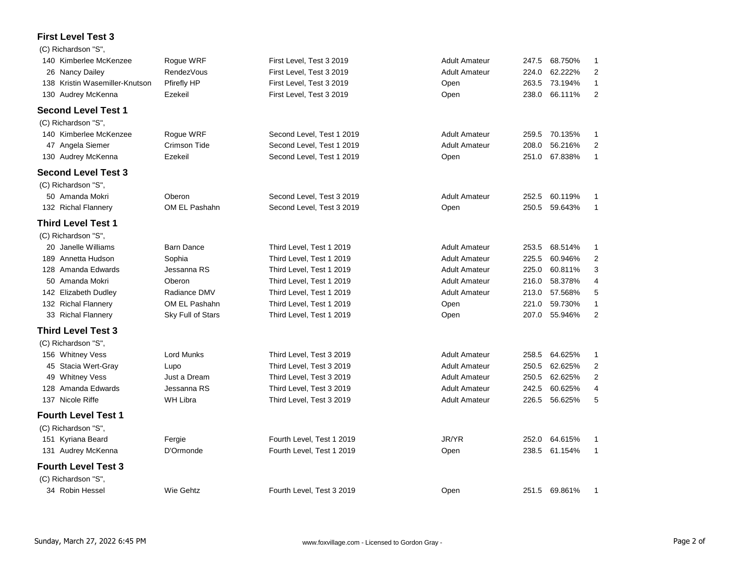## First Level Test 3

(C) Richardson "S",

| No. | Rider | Horse | Test | Division | Score | Percent | Place |
|---|---|---|---|---|---|---|---|
| 140 | Kimberlee McKenzee | Rogue WRF | First Level, Test 3 2019 | Adult Amateur | 247.5 | 68.750% | 1 |
| 26 | Nancy Dailey | RendezVous | First Level, Test 3 2019 | Adult Amateur | 224.0 | 62.222% | 2 |
| 138 | Kristin Wasemiller-Knutson | Pfirefly HP | First Level, Test 3 2019 | Open | 263.5 | 73.194% | 1 |
| 130 | Audrey McKenna | Ezekeil | First Level, Test 3 2019 | Open | 238.0 | 66.111% | 2 |

## Second Level Test 1

(C) Richardson "S",

| No. | Rider | Horse | Test | Division | Score | Percent | Place |
|---|---|---|---|---|---|---|---|
| 140 | Kimberlee McKenzee | Rogue WRF | Second Level, Test 1 2019 | Adult Amateur | 259.5 | 70.135% | 1 |
| 47 | Angela Siemer | Crimson Tide | Second Level, Test 1 2019 | Adult Amateur | 208.0 | 56.216% | 2 |
| 130 | Audrey McKenna | Ezekeil | Second Level, Test 1 2019 | Open | 251.0 | 67.838% | 1 |

## Second Level Test 3

(C) Richardson "S",

| No. | Rider | Horse | Test | Division | Score | Percent | Place |
|---|---|---|---|---|---|---|---|
| 50 | Amanda Mokri | Oberon | Second Level, Test 3 2019 | Adult Amateur | 252.5 | 60.119% | 1 |
| 132 | Richal Flannery | OM EL Pashahn | Second Level, Test 3 2019 | Open | 250.5 | 59.643% | 1 |

## Third Level Test 1

(C) Richardson "S",

| No. | Rider | Horse | Test | Division | Score | Percent | Place |
|---|---|---|---|---|---|---|---|
| 20 | Janelle Williams | Barn Dance | Third Level, Test 1 2019 | Adult Amateur | 253.5 | 68.514% | 1 |
| 189 | Annetta Hudson | Sophia | Third Level, Test 1 2019 | Adult Amateur | 225.5 | 60.946% | 2 |
| 128 | Amanda Edwards | Jessanna RS | Third Level, Test 1 2019 | Adult Amateur | 225.0 | 60.811% | 3 |
| 50 | Amanda Mokri | Oberon | Third Level, Test 1 2019 | Adult Amateur | 216.0 | 58.378% | 4 |
| 142 | Elizabeth Dudley | Radiance DMV | Third Level, Test 1 2019 | Adult Amateur | 213.0 | 57.568% | 5 |
| 132 | Richal Flannery | OM EL Pashahn | Third Level, Test 1 2019 | Open | 221.0 | 59.730% | 1 |
| 33 | Richal Flannery | Sky Full of Stars | Third Level, Test 1 2019 | Open | 207.0 | 55.946% | 2 |

## Third Level Test 3

(C) Richardson "S",

| No. | Rider | Horse | Test | Division | Score | Percent | Place |
|---|---|---|---|---|---|---|---|
| 156 | Whitney Vess | Lord Munks | Third Level, Test 3 2019 | Adult Amateur | 258.5 | 64.625% | 1 |
| 45 | Stacia Wert-Gray | Lupo | Third Level, Test 3 2019 | Adult Amateur | 250.5 | 62.625% | 2 |
| 49 | Whitney Vess | Just a Dream | Third Level, Test 3 2019 | Adult Amateur | 250.5 | 62.625% | 2 |
| 128 | Amanda Edwards | Jessanna RS | Third Level, Test 3 2019 | Adult Amateur | 242.5 | 60.625% | 4 |
| 137 | Nicole Riffe | WH Libra | Third Level, Test 3 2019 | Adult Amateur | 226.5 | 56.625% | 5 |

## Fourth Level Test 1

(C) Richardson "S",

| No. | Rider | Horse | Test | Division | Score | Percent | Place |
|---|---|---|---|---|---|---|---|
| 151 | Kyriana Beard | Fergie | Fourth Level, Test 1 2019 | JR/YR | 252.0 | 64.615% | 1 |
| 131 | Audrey McKenna | D'Ormonde | Fourth Level, Test 1 2019 | Open | 238.5 | 61.154% | 1 |

## Fourth Level Test 3

(C) Richardson "S",

| No. | Rider | Horse | Test | Division | Score | Percent | Place |
|---|---|---|---|---|---|---|---|
| 34 | Robin Hessel | Wie Gehtz | Fourth Level, Test 3 2019 | Open | 251.5 | 69.861% | 1 |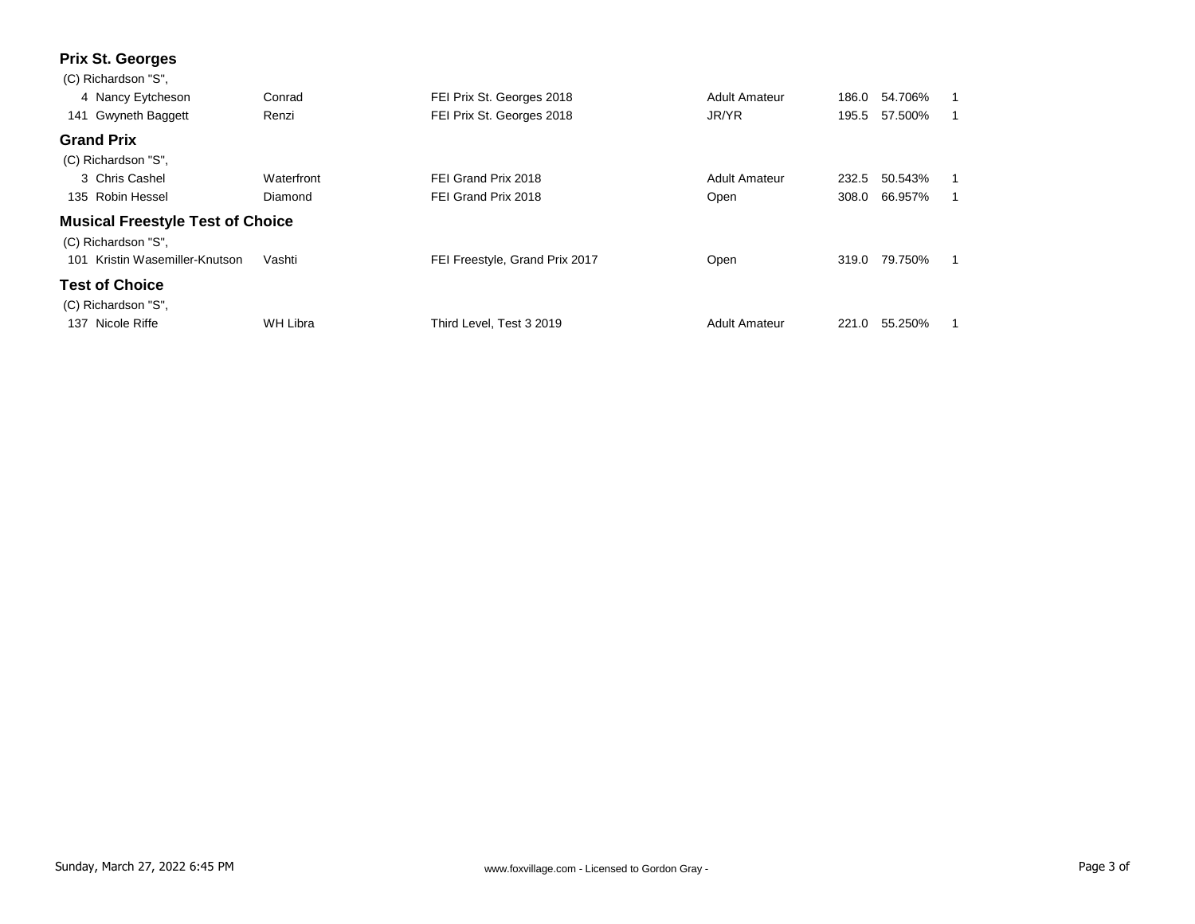## Prix St. Georges

(C) Richardson "S",

| No. | Rider | Horse | Test | Division | Score | Percent | Place |
|---|---|---|---|---|---|---|---|
| 4 | Nancy Eytcheson | Conrad | FEI Prix St. Georges 2018 | Adult Amateur | 186.0 | 54.706% | 1 |
| 141 | Gwyneth Baggett | Renzi | FEI Prix St. Georges 2018 | JR/YR | 195.5 | 57.500% | 1 |

## Grand Prix

(C) Richardson "S",

| No. | Rider | Horse | Test | Division | Score | Percent | Place |
|---|---|---|---|---|---|---|---|
| 3 | Chris Cashel | Waterfront | FEI Grand Prix 2018 | Adult Amateur | 232.5 | 50.543% | 1 |
| 135 | Robin Hessel | Diamond | FEI Grand Prix 2018 | Open | 308.0 | 66.957% | 1 |

## Musical Freestyle Test of Choice

(C) Richardson "S",

| No. | Rider | Horse | Test | Division | Score | Percent | Place |
|---|---|---|---|---|---|---|---|
| 101 | Kristin Wasemiller-Knutson | Vashti | FEI Freestyle, Grand Prix 2017 | Open | 319.0 | 79.750% | 1 |

## Test of Choice

(C) Richardson "S",

| No. | Rider | Horse | Test | Division | Score | Percent | Place |
|---|---|---|---|---|---|---|---|
| 137 | Nicole Riffe | WH Libra | Third Level, Test 3 2019 | Adult Amateur | 221.0 | 55.250% | 1 |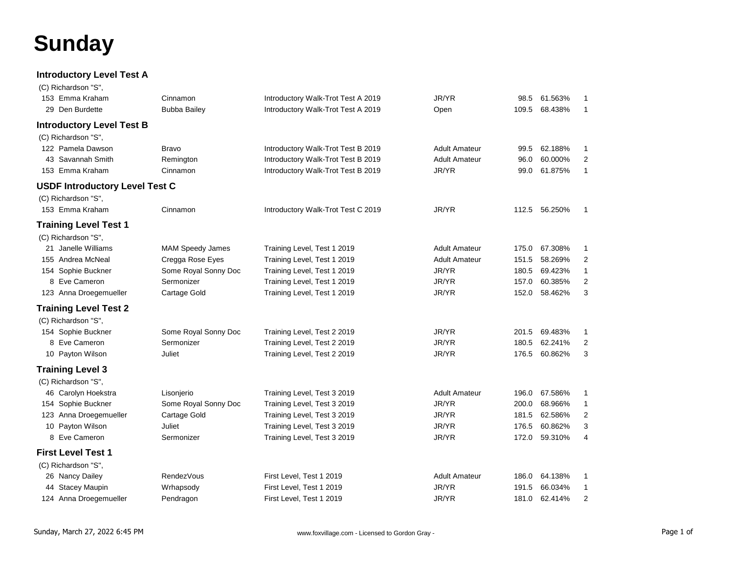# Sunday

## Introductory Level Test A

(C) Richardson "S",

| No. | Rider | Horse | Test | Division | Score | Percent | Place |
|---|---|---|---|---|---|---|---|
| 153 | Emma Kraham | Cinnamon | Introductory Walk-Trot Test A 2019 | JR/YR | 98.5 | 61.563% | 1 |
| 29 | Den Burdette | Bubba Bailey | Introductory Walk-Trot Test A 2019 | Open | 109.5 | 68.438% | 1 |

## Introductory Level Test B

(C) Richardson "S",

| No. | Rider | Horse | Test | Division | Score | Percent | Place |
|---|---|---|---|---|---|---|---|
| 122 | Pamela Dawson | Bravo | Introductory Walk-Trot Test B 2019 | Adult Amateur | 99.5 | 62.188% | 1 |
| 43 | Savannah Smith | Remington | Introductory Walk-Trot Test B 2019 | Adult Amateur | 96.0 | 60.000% | 2 |
| 153 | Emma Kraham | Cinnamon | Introductory Walk-Trot Test B 2019 | JR/YR | 99.0 | 61.875% | 1 |

## USDF Introductory Level Test C

(C) Richardson "S",

| No. | Rider | Horse | Test | Division | Score | Percent | Place |
|---|---|---|---|---|---|---|---|
| 153 | Emma Kraham | Cinnamon | Introductory Walk-Trot Test C 2019 | JR/YR | 112.5 | 56.250% | 1 |

## Training Level Test 1

(C) Richardson "S",

| No. | Rider | Horse | Test | Division | Score | Percent | Place |
|---|---|---|---|---|---|---|---|
| 21 | Janelle Williams | MAM Speedy James | Training Level, Test 1 2019 | Adult Amateur | 175.0 | 67.308% | 1 |
| 155 | Andrea McNeal | Cregga Rose Eyes | Training Level, Test 1 2019 | Adult Amateur | 151.5 | 58.269% | 2 |
| 154 | Sophie Buckner | Some Royal Sonny Doc | Training Level, Test 1 2019 | JR/YR | 180.5 | 69.423% | 1 |
| 8 | Eve Cameron | Sermonizer | Training Level, Test 1 2019 | JR/YR | 157.0 | 60.385% | 2 |
| 123 | Anna Droegemueller | Cartage Gold | Training Level, Test 1 2019 | JR/YR | 152.0 | 58.462% | 3 |

## Training Level Test 2

(C) Richardson "S",

| No. | Rider | Horse | Test | Division | Score | Percent | Place |
|---|---|---|---|---|---|---|---|
| 154 | Sophie Buckner | Some Royal Sonny Doc | Training Level, Test 2 2019 | JR/YR | 201.5 | 69.483% | 1 |
| 8 | Eve Cameron | Sermonizer | Training Level, Test 2 2019 | JR/YR | 180.5 | 62.241% | 2 |
| 10 | Payton Wilson | Juliet | Training Level, Test 2 2019 | JR/YR | 176.5 | 60.862% | 3 |

## Training Level 3

(C) Richardson "S",

| No. | Rider | Horse | Test | Division | Score | Percent | Place |
|---|---|---|---|---|---|---|---|
| 46 | Carolyn Hoekstra | Lisonjerio | Training Level, Test 3 2019 | Adult Amateur | 196.0 | 67.586% | 1 |
| 154 | Sophie Buckner | Some Royal Sonny Doc | Training Level, Test 3 2019 | JR/YR | 200.0 | 68.966% | 1 |
| 123 | Anna Droegemueller | Cartage Gold | Training Level, Test 3 2019 | JR/YR | 181.5 | 62.586% | 2 |
| 10 | Payton Wilson | Juliet | Training Level, Test 3 2019 | JR/YR | 176.5 | 60.862% | 3 |
| 8 | Eve Cameron | Sermonizer | Training Level, Test 3 2019 | JR/YR | 172.0 | 59.310% | 4 |

## First Level Test 1

(C) Richardson "S",

| No. | Rider | Horse | Test | Division | Score | Percent | Place |
|---|---|---|---|---|---|---|---|
| 26 | Nancy Dailey | RendezVous | First Level, Test 1 2019 | Adult Amateur | 186.0 | 64.138% | 1 |
| 44 | Stacey Maupin | Wrhapsody | First Level, Test 1 2019 | JR/YR | 191.5 | 66.034% | 1 |
| 124 | Anna Droegemueller | Pendragon | First Level, Test 1 2019 | JR/YR | 181.0 | 62.414% | 2 |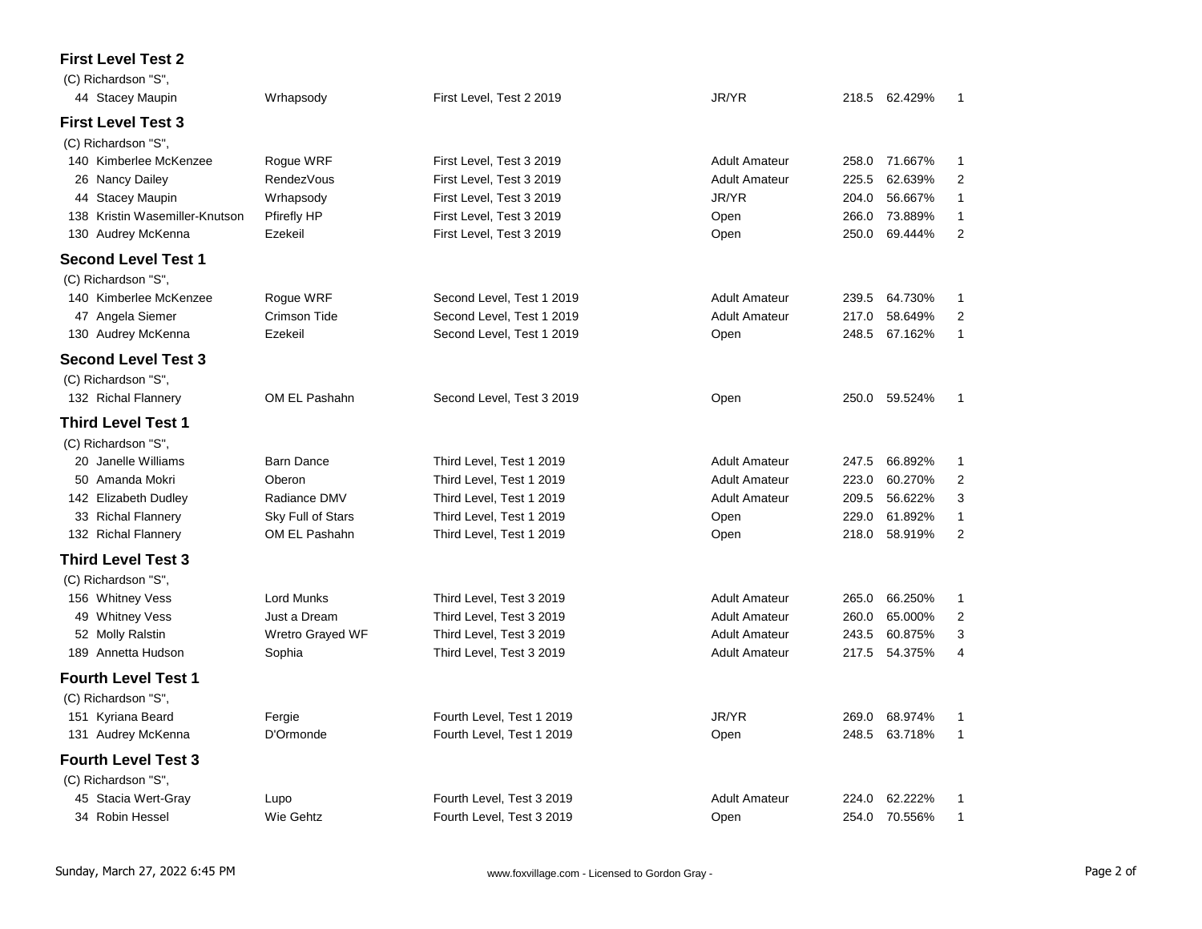### First Level Test 2

(C) Richardson "S",

| No. | Rider | Horse | Test | Division | Score | Percent | Place |
|---|---|---|---|---|---|---|---|
| 44 | Stacey Maupin | Wrhapsody | First Level, Test 2 2019 | JR/YR | 218.5 | 62.429% | 1 |

### First Level Test 3

(C) Richardson "S",

| No. | Rider | Horse | Test | Division | Score | Percent | Place |
|---|---|---|---|---|---|---|---|
| 140 | Kimberlee McKenzee | Rogue WRF | First Level, Test 3 2019 | Adult Amateur | 258.0 | 71.667% | 1 |
| 26 | Nancy Dailey | RendezVous | First Level, Test 3 2019 | Adult Amateur | 225.5 | 62.639% | 2 |
| 44 | Stacey Maupin | Wrhapsody | First Level, Test 3 2019 | JR/YR | 204.0 | 56.667% | 1 |
| 138 | Kristin Wasemiller-Knutson | Pfirefly HP | First Level, Test 3 2019 | Open | 266.0 | 73.889% | 1 |
| 130 | Audrey McKenna | Ezekeil | First Level, Test 3 2019 | Open | 250.0 | 69.444% | 2 |

### Second Level Test 1

(C) Richardson "S",

| No. | Rider | Horse | Test | Division | Score | Percent | Place |
|---|---|---|---|---|---|---|---|
| 140 | Kimberlee McKenzee | Rogue WRF | Second Level, Test 1 2019 | Adult Amateur | 239.5 | 64.730% | 1 |
| 47 | Angela Siemer | Crimson Tide | Second Level, Test 1 2019 | Adult Amateur | 217.0 | 58.649% | 2 |
| 130 | Audrey McKenna | Ezekeil | Second Level, Test 1 2019 | Open | 248.5 | 67.162% | 1 |

### Second Level Test 3

(C) Richardson "S",

| No. | Rider | Horse | Test | Division | Score | Percent | Place |
|---|---|---|---|---|---|---|---|
| 132 | Richal Flannery | OM EL Pashahn | Second Level, Test 3 2019 | Open | 250.0 | 59.524% | 1 |

### Third Level Test 1

(C) Richardson "S",

| No. | Rider | Horse | Test | Division | Score | Percent | Place |
|---|---|---|---|---|---|---|---|
| 20 | Janelle Williams | Barn Dance | Third Level, Test 1 2019 | Adult Amateur | 247.5 | 66.892% | 1 |
| 50 | Amanda Mokri | Oberon | Third Level, Test 1 2019 | Adult Amateur | 223.0 | 60.270% | 2 |
| 142 | Elizabeth Dudley | Radiance DMV | Third Level, Test 1 2019 | Adult Amateur | 209.5 | 56.622% | 3 |
| 33 | Richal Flannery | Sky Full of Stars | Third Level, Test 1 2019 | Open | 229.0 | 61.892% | 1 |
| 132 | Richal Flannery | OM EL Pashahn | Third Level, Test 1 2019 | Open | 218.0 | 58.919% | 2 |

### Third Level Test 3

(C) Richardson "S",

| No. | Rider | Horse | Test | Division | Score | Percent | Place |
|---|---|---|---|---|---|---|---|
| 156 | Whitney Vess | Lord Munks | Third Level, Test 3 2019 | Adult Amateur | 265.0 | 66.250% | 1 |
| 49 | Whitney Vess | Just a Dream | Third Level, Test 3 2019 | Adult Amateur | 260.0 | 65.000% | 2 |
| 52 | Molly Ralstin | Wretro Grayed WF | Third Level, Test 3 2019 | Adult Amateur | 243.5 | 60.875% | 3 |
| 189 | Annetta Hudson | Sophia | Third Level, Test 3 2019 | Adult Amateur | 217.5 | 54.375% | 4 |

### Fourth Level Test 1

(C) Richardson "S",

| No. | Rider | Horse | Test | Division | Score | Percent | Place |
|---|---|---|---|---|---|---|---|
| 151 | Kyriana Beard | Fergie | Fourth Level, Test 1 2019 | JR/YR | 269.0 | 68.974% | 1 |
| 131 | Audrey McKenna | D'Ormonde | Fourth Level, Test 1 2019 | Open | 248.5 | 63.718% | 1 |

### Fourth Level Test 3

(C) Richardson "S",

| No. | Rider | Horse | Test | Division | Score | Percent | Place |
|---|---|---|---|---|---|---|---|
| 45 | Stacia Wert-Gray | Lupo | Fourth Level, Test 3 2019 | Adult Amateur | 224.0 | 62.222% | 1 |
| 34 | Robin Hessel | Wie Gehtz | Fourth Level, Test 3 2019 | Open | 254.0 | 70.556% | 1 |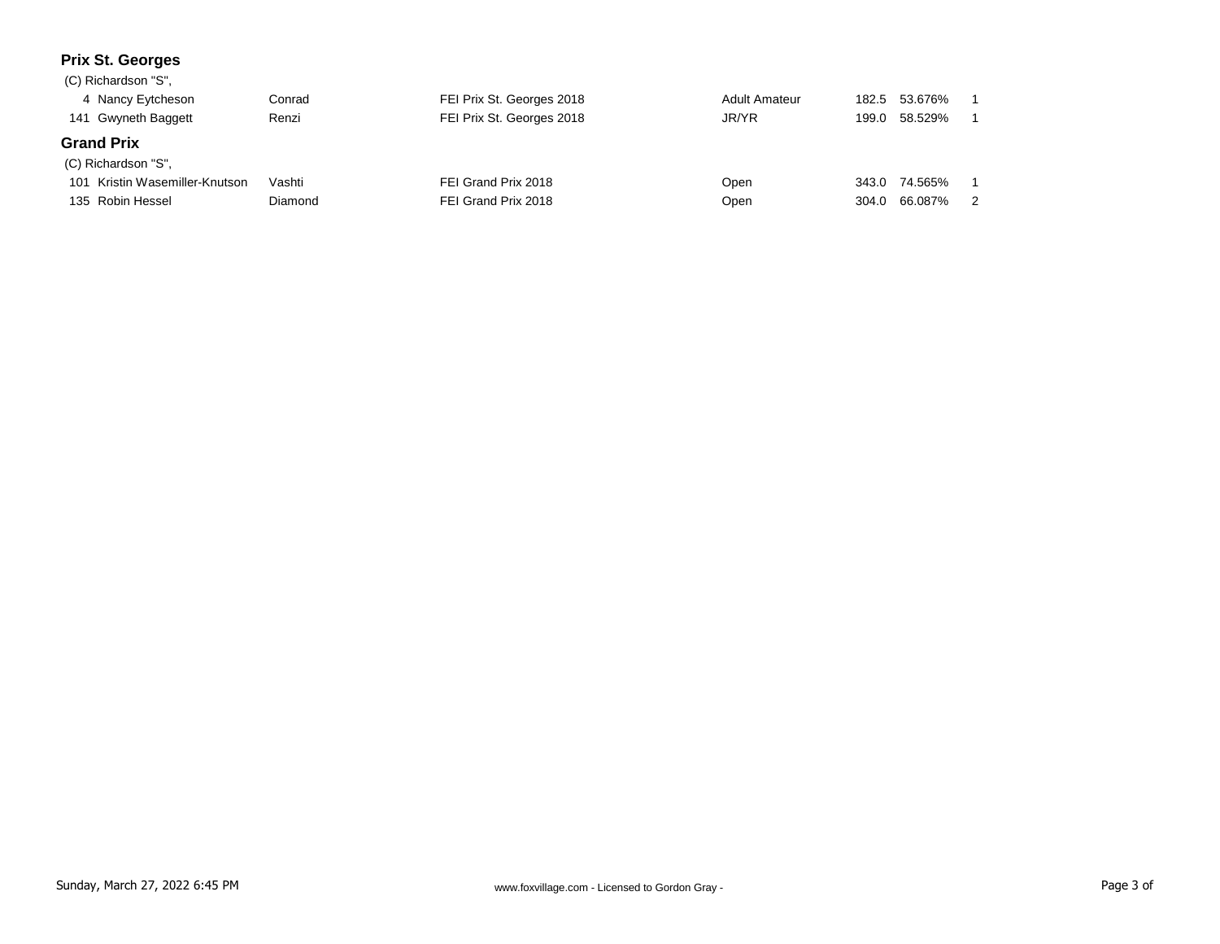## Prix St. Georges

(C) Richardson "S",

| | | | | | | | |
|---|---|---|---|---|---|---|---|
| 4 | Nancy Eytcheson | Conrad | FEI Prix St. Georges 2018 | Adult Amateur | 182.5 | 53.676% | 1 |
| 141 | Gwyneth Baggett | Renzi | FEI Prix St. Georges 2018 | JR/YR | 199.0 | 58.529% | 1 |

## Grand Prix

(C) Richardson "S",

| | | | | | | | |
|---|---|---|---|---|---|---|---|
| 101 | Kristin Wasemiller-Knutson | Vashti | FEI Grand Prix 2018 | Open | 343.0 | 74.565% | 1 |
| 135 | Robin Hessel | Diamond | FEI Grand Prix 2018 | Open | 304.0 | 66.087% | 2 |